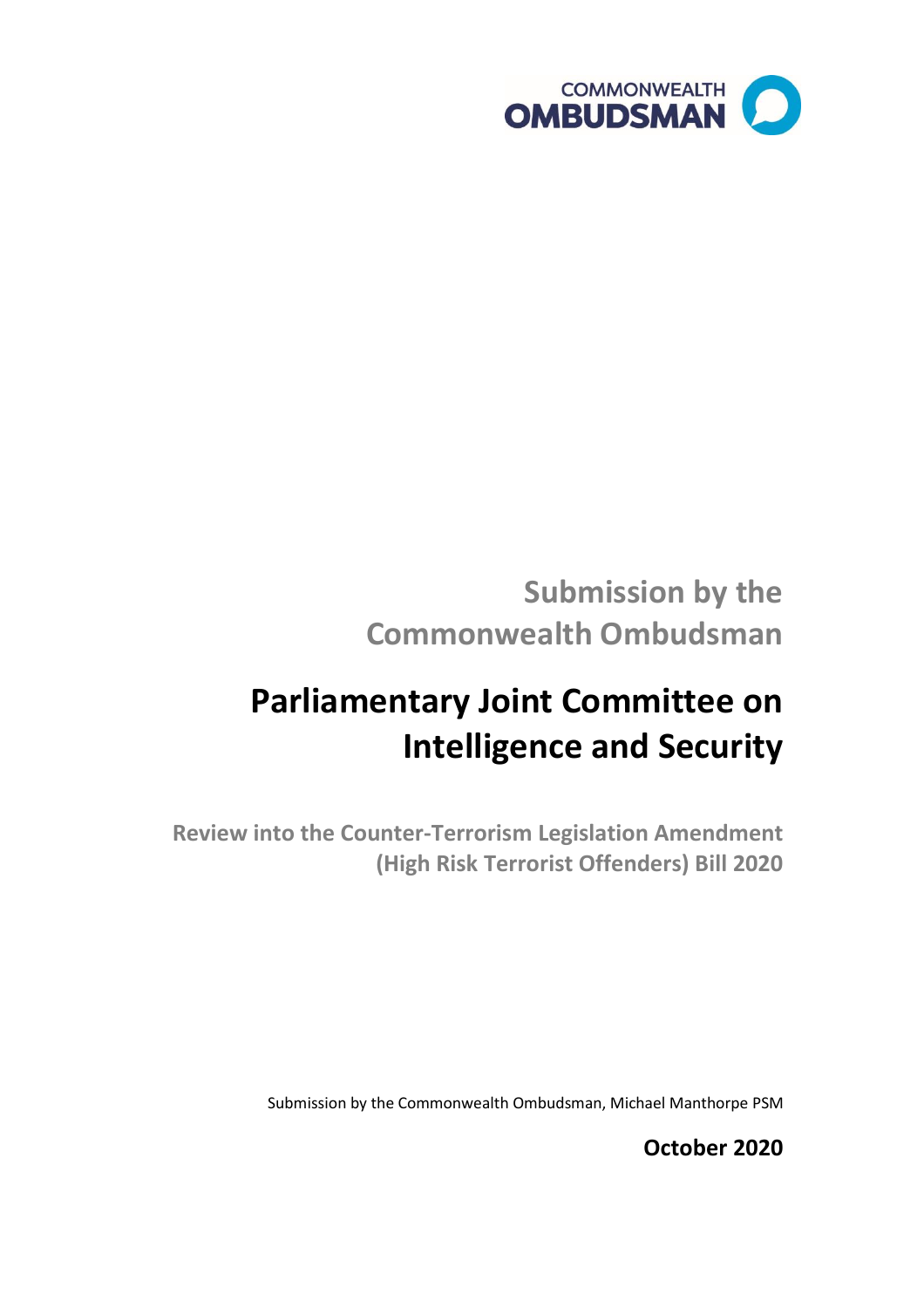COMMONWEALTH OMBUDSMAN

## Submission by the Commonwealth Ombudsman

# Parliamentary Joint Committee on Intelligence and Security

### Review into the Counter-Terrorism Legislation Amendment (High Risk Terrorist Offenders) Bill 2020

Submission by the Commonwealth Ombudsman, Michael Manthorpe PSM

**October 2020**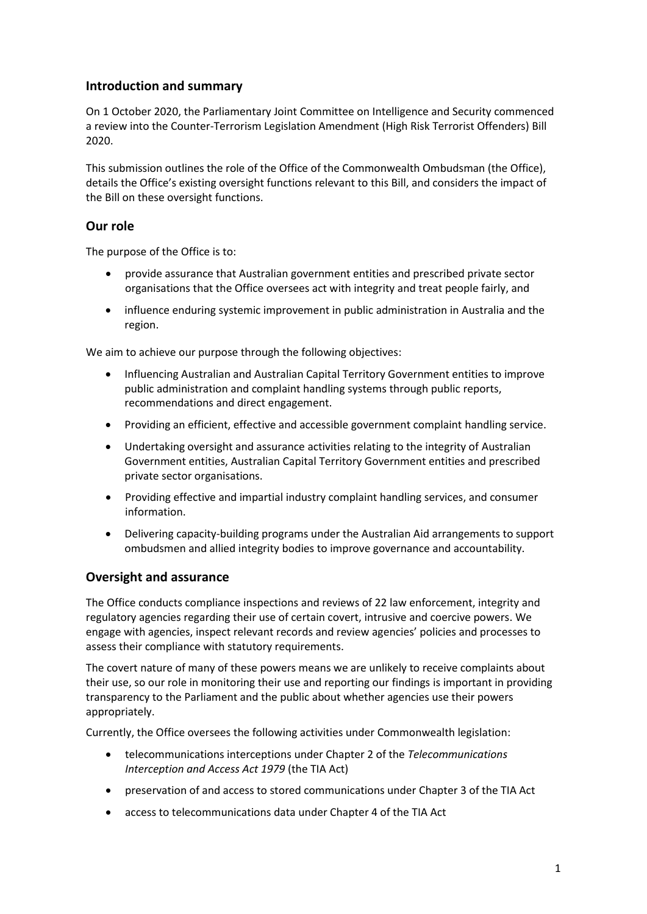## Introduction and summary

On 1 October 2020, the Parliamentary Joint Committee on Intelligence and Security commenced a review into the Counter-Terrorism Legislation Amendment (High Risk Terrorist Offenders) Bill 2020.

This submission outlines the role of the Office of the Commonwealth Ombudsman (the Office), details the Office's existing oversight functions relevant to this Bill, and considers the impact of the Bill on these oversight functions.

## Our role

The purpose of the Office is to:

- provide assurance that Australian government entities and prescribed private sector organisations that the Office oversees act with integrity and treat people fairly, and
- influence enduring systemic improvement in public administration in Australia and the region.

We aim to achieve our purpose through the following objectives:

- Influencing Australian and Australian Capital Territory Government entities to improve public administration and complaint handling systems through public reports, recommendations and direct engagement.
- Providing an efficient, effective and accessible government complaint handling service.
- Undertaking oversight and assurance activities relating to the integrity of Australian Government entities, Australian Capital Territory Government entities and prescribed private sector organisations.
- Providing effective and impartial industry complaint handling services, and consumer information.
- Delivering capacity-building programs under the Australian Aid arrangements to support ombudsmen and allied integrity bodies to improve governance and accountability.

## Oversight and assurance

The Office conducts compliance inspections and reviews of 22 law enforcement, integrity and regulatory agencies regarding their use of certain covert, intrusive and coercive powers. We engage with agencies, inspect relevant records and review agencies' policies and processes to assess their compliance with statutory requirements.

The covert nature of many of these powers means we are unlikely to receive complaints about their use, so our role in monitoring their use and reporting our findings is important in providing transparency to the Parliament and the public about whether agencies use their powers appropriately.

Currently, the Office oversees the following activities under Commonwealth legislation:

- telecommunications interceptions under Chapter 2 of the *Telecommunications Interception and Access Act 1979* (the TIA Act)
- preservation of and access to stored communications under Chapter 3 of the TIA Act
- access to telecommunications data under Chapter 4 of the TIA Act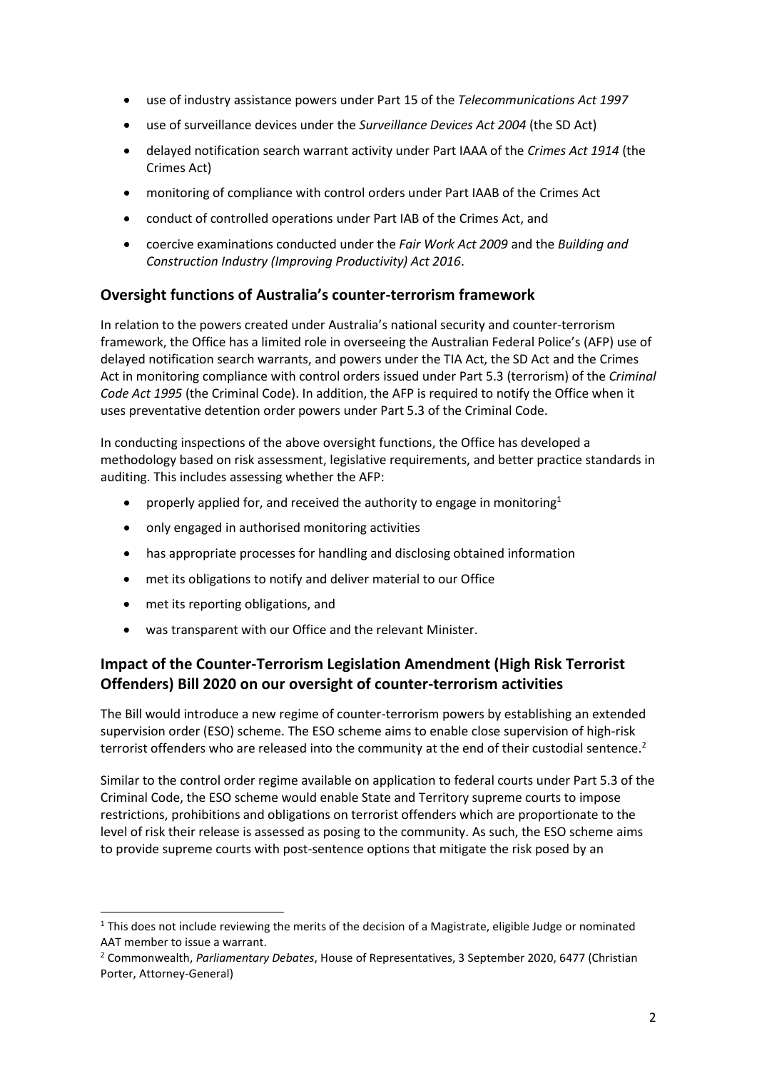- use of industry assistance powers under Part 15 of the *Telecommunications Act 1997*
- use of surveillance devices under the *Surveillance Devices Act 2004* (the SD Act)
- delayed notification search warrant activity under Part IAAA of the *Crimes Act 1914* (the Crimes Act)
- monitoring of compliance with control orders under Part IAAB of the Crimes Act
- conduct of controlled operations under Part IAB of the Crimes Act, and
- coercive examinations conducted under the *Fair Work Act 2009* and the *Building and Construction Industry (Improving Productivity) Act 2016*.

## Oversight functions of Australia's counter-terrorism framework

In relation to the powers created under Australia's national security and counter-terrorism framework, the Office has a limited role in overseeing the Australian Federal Police's (AFP) use of delayed notification search warrants, and powers under the TIA Act, the SD Act and the Crimes Act in monitoring compliance with control orders issued under Part 5.3 (terrorism) of the *Criminal Code Act 1995* (the Criminal Code). In addition, the AFP is required to notify the Office when it uses preventative detention order powers under Part 5.3 of the Criminal Code.

In conducting inspections of the above oversight functions, the Office has developed a methodology based on risk assessment, legislative requirements, and better practice standards in auditing. This includes assessing whether the AFP:

- properly applied for, and received the authority to engage in monitoring[1]
- only engaged in authorised monitoring activities
- has appropriate processes for handling and disclosing obtained information
- met its obligations to notify and deliver material to our Office
- met its reporting obligations, and
- was transparent with our Office and the relevant Minister.

## Impact of the Counter-Terrorism Legislation Amendment (High Risk Terrorist Offenders) Bill 2020 on our oversight of counter-terrorism activities

The Bill would introduce a new regime of counter-terrorism powers by establishing an extended supervision order (ESO) scheme. The ESO scheme aims to enable close supervision of high-risk terrorist offenders who are released into the community at the end of their custodial sentence.[2]

Similar to the control order regime available on application to federal courts under Part 5.3 of the Criminal Code, the ESO scheme would enable State and Territory supreme courts to impose restrictions, prohibitions and obligations on terrorist offenders which are proportionate to the level of risk their release is assessed as posing to the community. As such, the ESO scheme aims to provide supreme courts with post-sentence options that mitigate the risk posed by an

---

[1] This does not include reviewing the merits of the decision of a Magistrate, eligible Judge or nominated AAT member to issue a warrant.

[2] Commonwealth, *Parliamentary Debates*, House of Representatives, 3 September 2020, 6477 (Christian Porter, Attorney-General)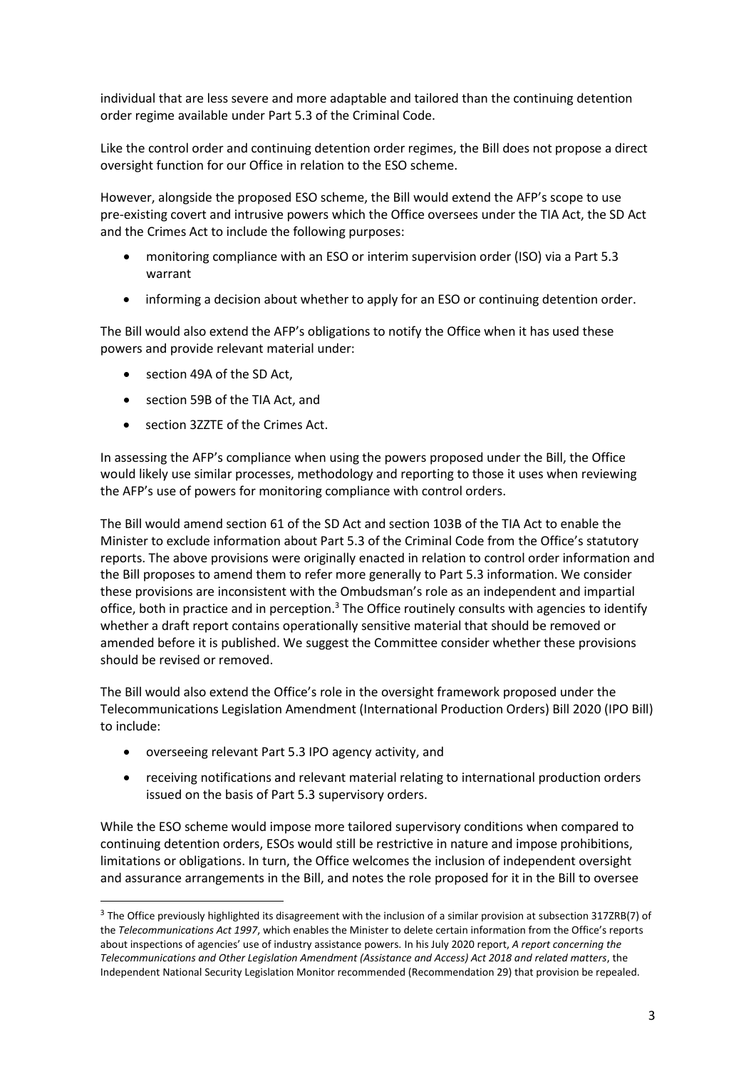individual that are less severe and more adaptable and tailored than the continuing detention order regime available under Part 5.3 of the Criminal Code.

Like the control order and continuing detention order regimes, the Bill does not propose a direct oversight function for our Office in relation to the ESO scheme.

However, alongside the proposed ESO scheme, the Bill would extend the AFP's scope to use pre-existing covert and intrusive powers which the Office oversees under the TIA Act, the SD Act and the Crimes Act to include the following purposes:

- monitoring compliance with an ESO or interim supervision order (ISO) via a Part 5.3 warrant
- informing a decision about whether to apply for an ESO or continuing detention order.

The Bill would also extend the AFP's obligations to notify the Office when it has used these powers and provide relevant material under:

- section 49A of the SD Act,
- section 59B of the TIA Act, and
- section 3ZZTE of the Crimes Act.

In assessing the AFP's compliance when using the powers proposed under the Bill, the Office would likely use similar processes, methodology and reporting to those it uses when reviewing the AFP's use of powers for monitoring compliance with control orders.

The Bill would amend section 61 of the SD Act and section 103B of the TIA Act to enable the Minister to exclude information about Part 5.3 of the Criminal Code from the Office's statutory reports. The above provisions were originally enacted in relation to control order information and the Bill proposes to amend them to refer more generally to Part 5.3 information. We consider these provisions are inconsistent with the Ombudsman's role as an independent and impartial office, both in practice and in perception.[3] The Office routinely consults with agencies to identify whether a draft report contains operationally sensitive material that should be removed or amended before it is published. We suggest the Committee consider whether these provisions should be revised or removed.

The Bill would also extend the Office's role in the oversight framework proposed under the Telecommunications Legislation Amendment (International Production Orders) Bill 2020 (IPO Bill) to include:

- overseeing relevant Part 5.3 IPO agency activity, and
- receiving notifications and relevant material relating to international production orders issued on the basis of Part 5.3 supervisory orders.

While the ESO scheme would impose more tailored supervisory conditions when compared to continuing detention orders, ESOs would still be restrictive in nature and impose prohibitions, limitations or obligations. In turn, the Office welcomes the inclusion of independent oversight and assurance arrangements in the Bill, and notes the role proposed for it in the Bill to oversee

[3] The Office previously highlighted its disagreement with the inclusion of a similar provision at subsection 317ZRB(7) of the *Telecommunications Act 1997*, which enables the Minister to delete certain information from the Office's reports about inspections of agencies' use of industry assistance powers. In his July 2020 report, *A report concerning the Telecommunications and Other Legislation Amendment (Assistance and Access) Act 2018 and related matters*, the Independent National Security Legislation Monitor recommended (Recommendation 29) that provision be repealed.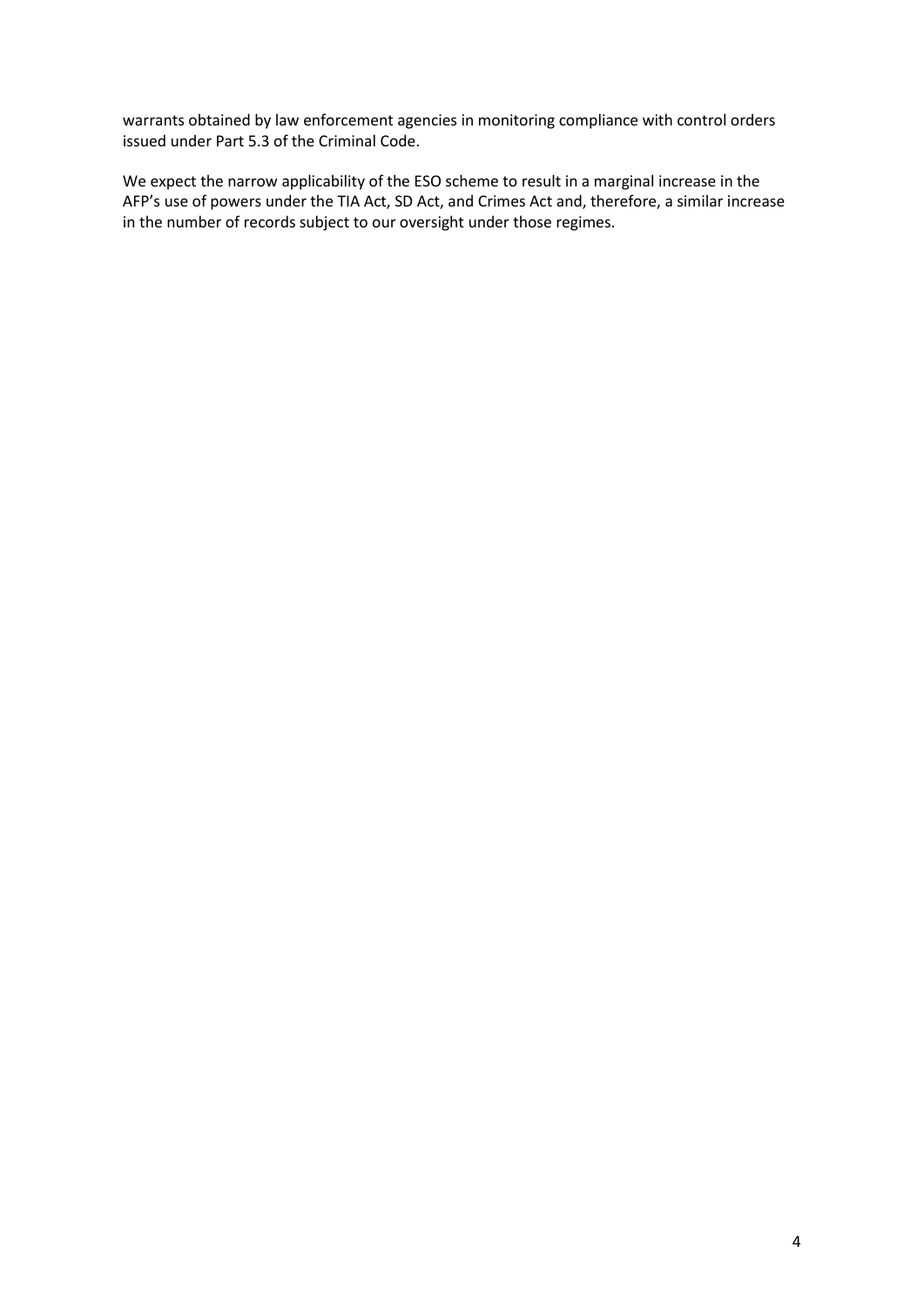warrants obtained by law enforcement agencies in monitoring compliance with control orders issued under Part 5.3 of the Criminal Code.

We expect the narrow applicability of the ESO scheme to result in a marginal increase in the AFP's use of powers under the TIA Act, SD Act, and Crimes Act and, therefore, a similar increase in the number of records subject to our oversight under those regimes.